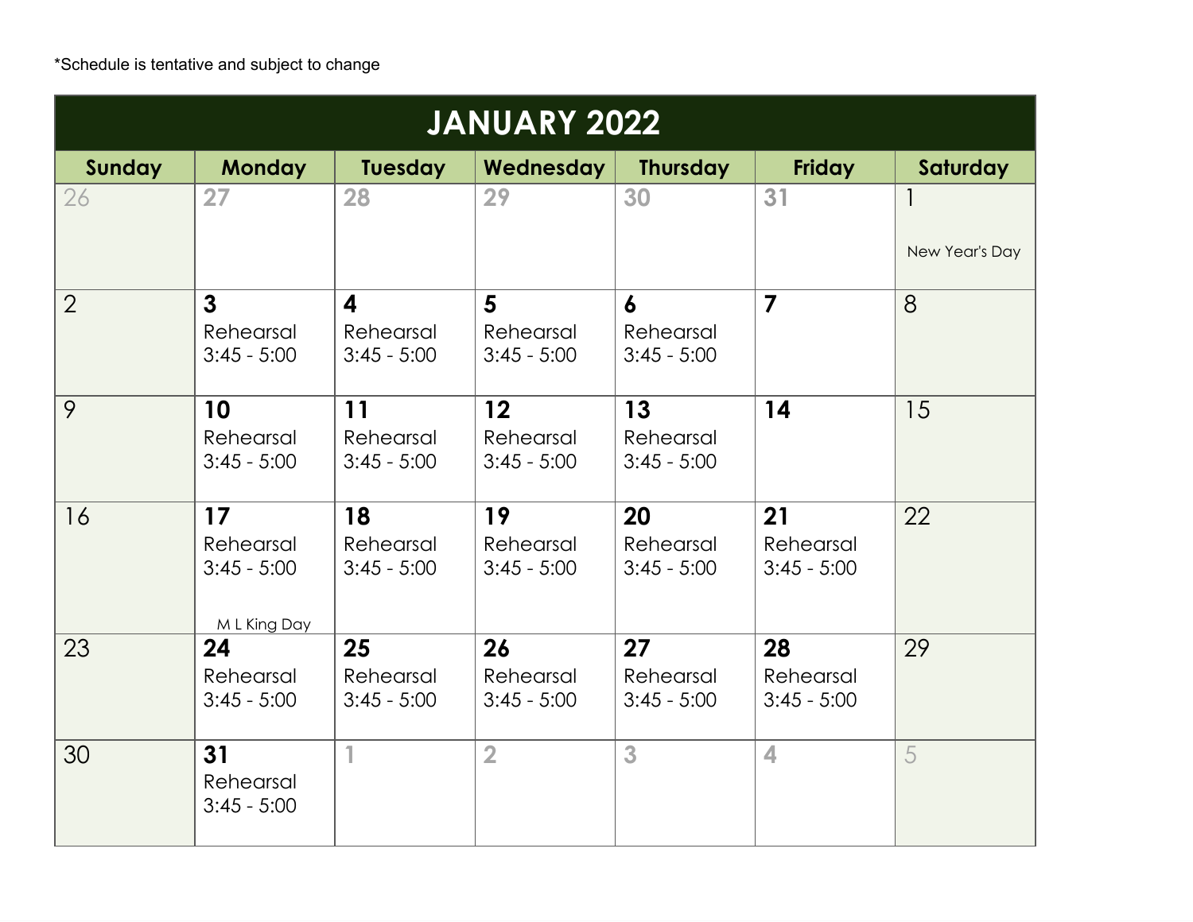*Schedule is tentative and subject to change

# JANUARY 2022

| Sunday | Monday | Tuesday | Wednesday | Thursday | Friday | Saturday |
|---|---|---|---|---|---|---|
| 26 | 27 | 28 | 29 | 30 | 31 | 1<br>New Year's Day |
| 2 | **3**<br>Rehearsal<br>3:45 - 5:00 | **4**<br>Rehearsal<br>3:45 - 5:00 | **5**<br>Rehearsal<br>3:45 - 5:00 | **6**<br>Rehearsal<br>3:45 - 5:00 | **7** | 8 |
| 9 | **10**<br>Rehearsal<br>3:45 - 5:00 | **11**<br>Rehearsal<br>3:45 - 5:00 | **12**<br>Rehearsal<br>3:45 - 5:00 | **13**<br>Rehearsal<br>3:45 - 5:00 | **14** | 15 |
| 16 | **17**<br>Rehearsal<br>3:45 - 5:00<br>M L King Day | **18**<br>Rehearsal<br>3:45 - 5:00 | **19**<br>Rehearsal<br>3:45 - 5:00 | **20**<br>Rehearsal<br>3:45 - 5:00 | **21**<br>Rehearsal<br>3:45 - 5:00 | 22 |
| 23 | **24**<br>Rehearsal<br>3:45 - 5:00 | **25**<br>Rehearsal<br>3:45 - 5:00 | **26**<br>Rehearsal<br>3:45 - 5:00 | **27**<br>Rehearsal<br>3:45 - 5:00 | **28**<br>Rehearsal<br>3:45 - 5:00 | 29 |
| 30 | **31**<br>Rehearsal<br>3:45 - 5:00 | 1 | 2 | 3 | 4 | 5 |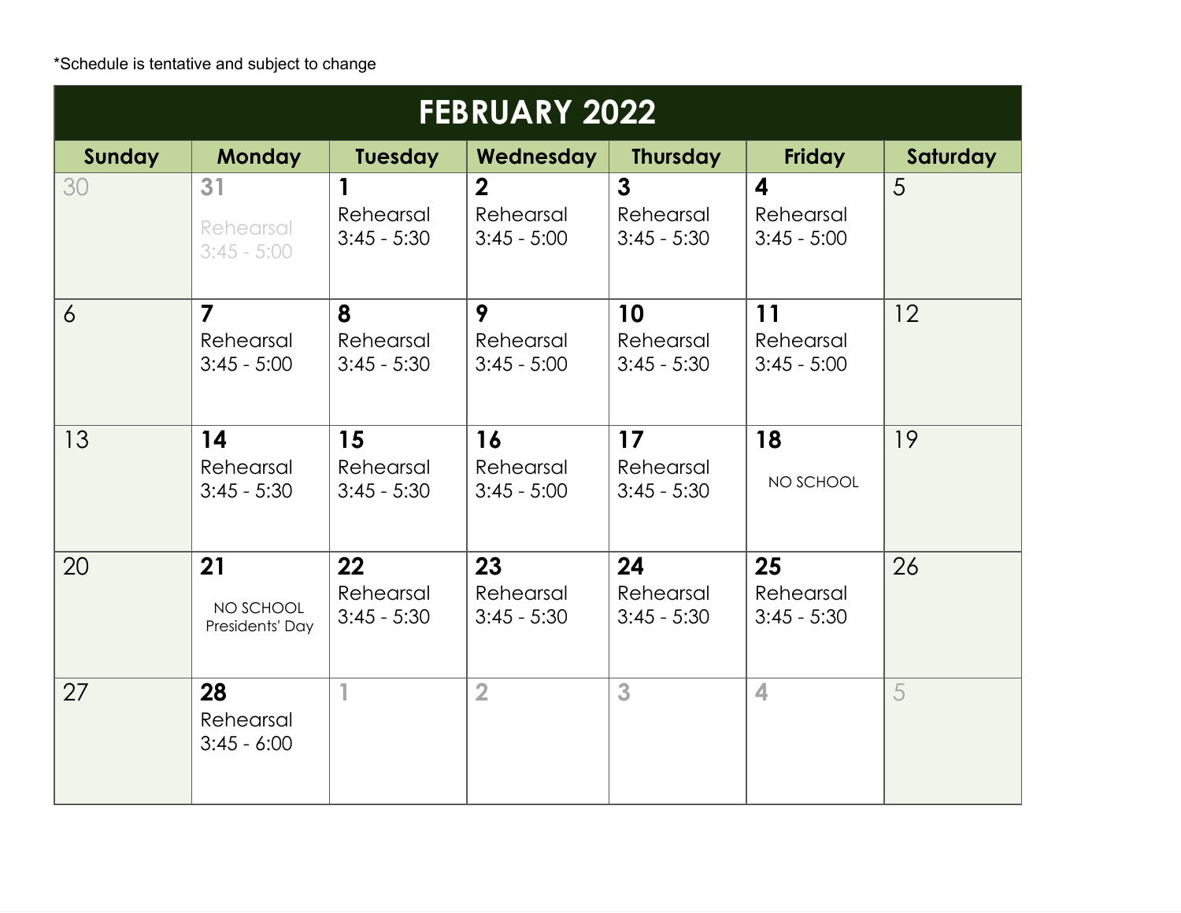*Schedule is tentative and subject to change

| FEBRUARY 2022 | | | | | | |
|---|---|---|---|---|---|---|
| **Sunday** | **Monday** | **Tuesday** | **Wednesday** | **Thursday** | **Friday** | **Saturday** |
| 30 | **31** Rehearsal 3:45 - 5:00 | **1** Rehearsal 3:45 - 5:30 | **2** Rehearsal 3:45 - 5:00 | **3** Rehearsal 3:45 - 5:30 | **4** Rehearsal 3:45 - 5:00 | 5 |
| 6 | **7** Rehearsal 3:45 - 5:00 | **8** Rehearsal 3:45 - 5:30 | **9** Rehearsal 3:45 - 5:00 | **10** Rehearsal 3:45 - 5:30 | **11** Rehearsal 3:45 - 5:00 | 12 |
| 13 | **14** Rehearsal 3:45 - 5:30 | **15** Rehearsal 3:45 - 5:30 | **16** Rehearsal 3:45 - 5:00 | **17** Rehearsal 3:45 - 5:30 | **18** NO SCHOOL | 19 |
| 20 | **21** NO SCHOOL Presidents' Day | **22** Rehearsal 3:45 - 5:30 | **23** Rehearsal 3:45 - 5:30 | **24** Rehearsal 3:45 - 5:30 | **25** Rehearsal 3:45 - 5:30 | 26 |
| 27 | **28** Rehearsal 3:45 - 6:00 | 1 | 2 | 3 | 4 | 5 |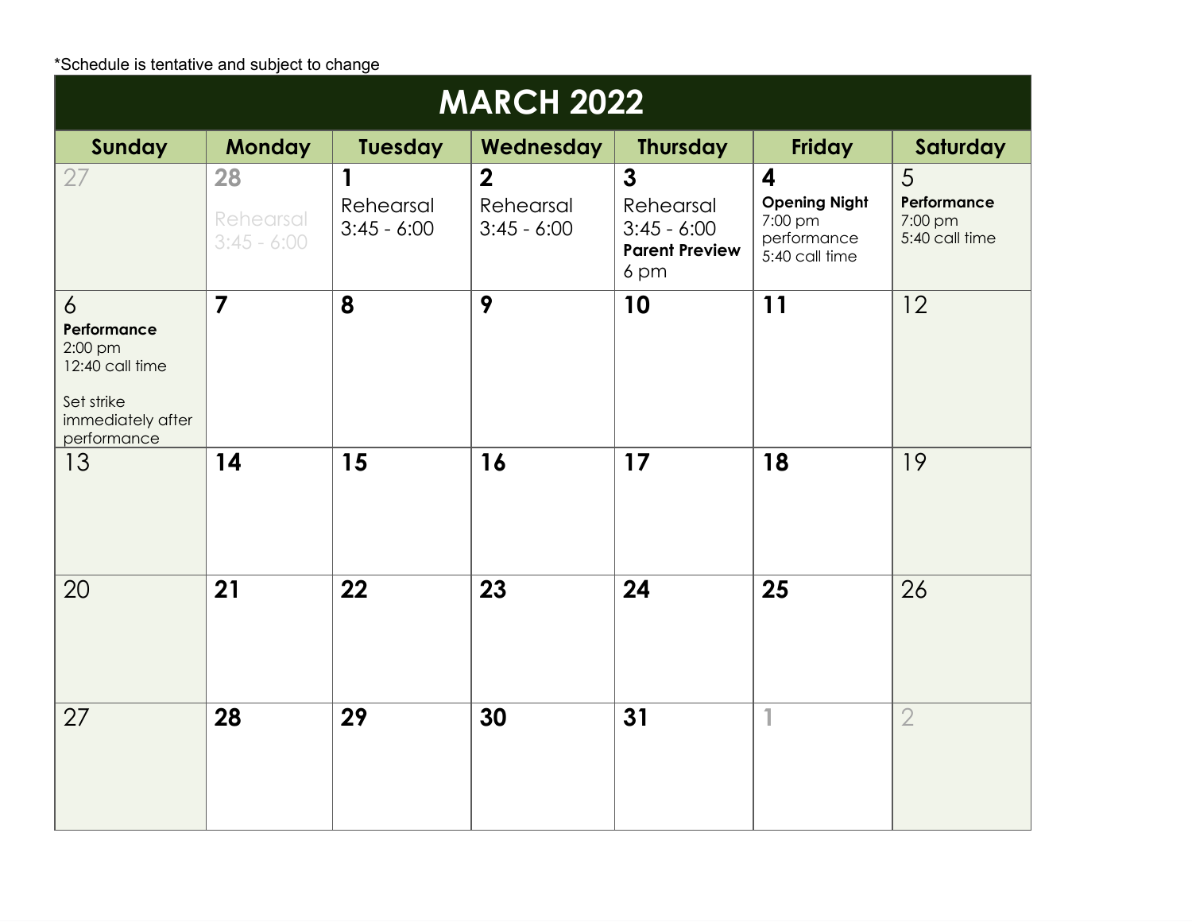*Schedule is tentative and subject to change

# MARCH 2022

| Sunday | Monday | Tuesday | Wednesday | Thursday | Friday | Saturday |
|---|---|---|---|---|---|---|
| 27 | 28<br>Rehearsal<br>3:45 - 6:00 | 1<br>Rehearsal<br>3:45 - 6:00 | 2<br>Rehearsal<br>3:45 - 6:00 | 3<br>Rehearsal<br>3:45 - 6:00<br>**Parent Preview**<br>6 pm | 4<br>**Opening Night**<br>7:00 pm performance<br>5:40 call time | 5<br>**Performance**<br>7:00 pm<br>5:40 call time |
| 6<br>**Performance**<br>2:00 pm<br>12:40 call time<br><br>Set strike immediately after performance | 7 | 8 | 9 | 10 | 11 | 12 |
| 13 | 14 | 15 | 16 | 17 | 18 | 19 |
| 20 | 21 | 22 | 23 | 24 | 25 | 26 |
| 27 | 28 | 29 | 30 | 31 | 1 | 2 |